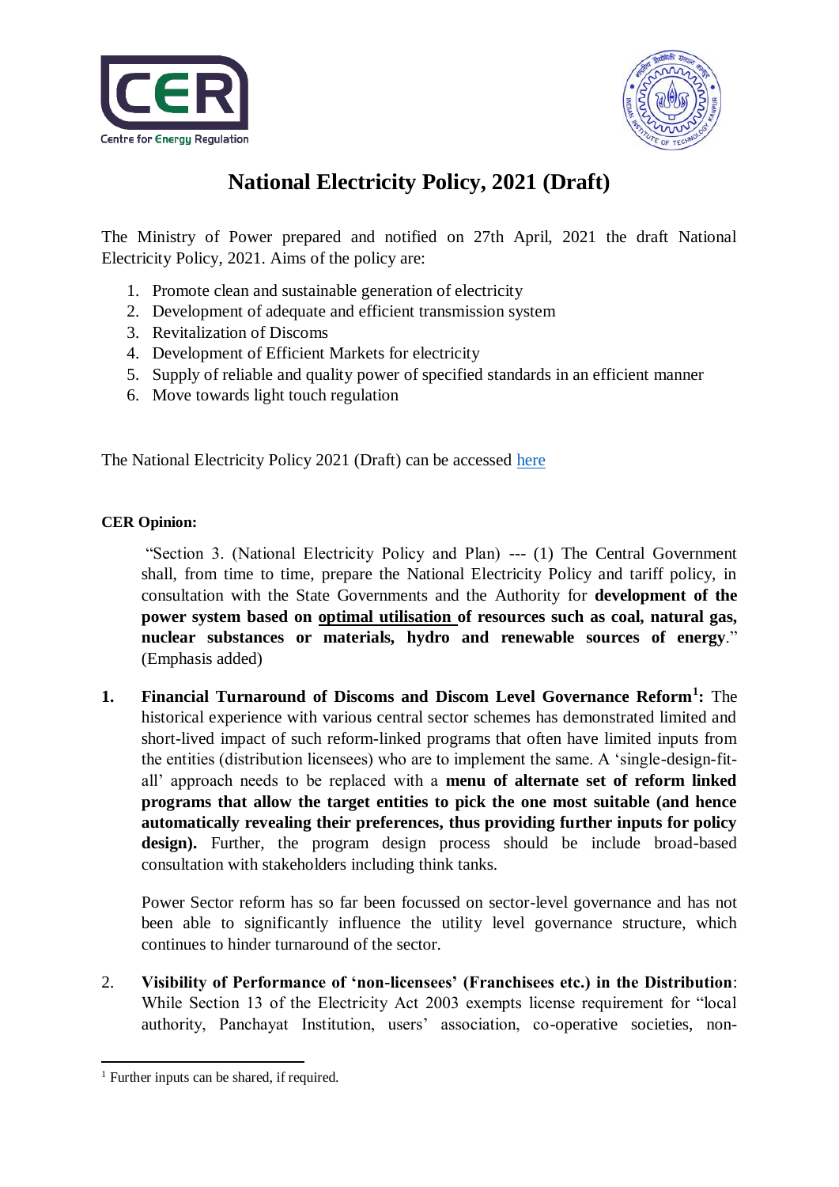# National Electricity Policy, 2021 (Draft)

The Ministry of Power prepared and notified on 27th April, 2021 the draft National Electricity Policy, 2021. Aims of the policy are:

1. Promote clean and sustainable generation of electricity
2. Development of adequate and efficient transmission system
3. Revitalization of Discoms
4. Development of Efficient Markets for electricity
5. Supply of reliable and quality power of specified standards in an efficient manner
6. Move towards light touch regulation

The National Electricity Policy 2021 (Draft) can be accessed here

**CER Opinion:**

> "Section 3. (National Electricity Policy and Plan) --- (1) The Central Government shall, from time to time, prepare the National Electricity Policy and tariff policy, in consultation with the State Governments and the Authority for **development of the power system based on <u>optimal utilisation</u> of resources such as coal, natural gas, nuclear substances or materials, hydro and renewable sources of energy**." (Emphasis added)

1. **Financial Turnaround of Discoms and Discom Level Governance Reform[1]:** The historical experience with various central sector schemes has demonstrated limited and short-lived impact of such reform-linked programs that often have limited inputs from the entities (distribution licensees) who are to implement the same. A 'single-design-fit-all' approach needs to be replaced with a **menu of alternate set of reform linked programs that allow the target entities to pick the one most suitable (and hence automatically revealing their preferences, thus providing further inputs for policy design).** Further, the program design process should be include broad-based consultation with stakeholders including think tanks.

   Power Sector reform has so far been focussed on sector-level governance and has not been able to significantly influence the utility level governance structure, which continues to hinder turnaround of the sector.

2. **Visibility of Performance of 'non-licensees' (Franchisees etc.) in the Distribution**: While Section 13 of the Electricity Act 2003 exempts license requirement for "local authority, Panchayat Institution, users' association, co-operative societies, non-

[1] Further inputs can be shared, if required.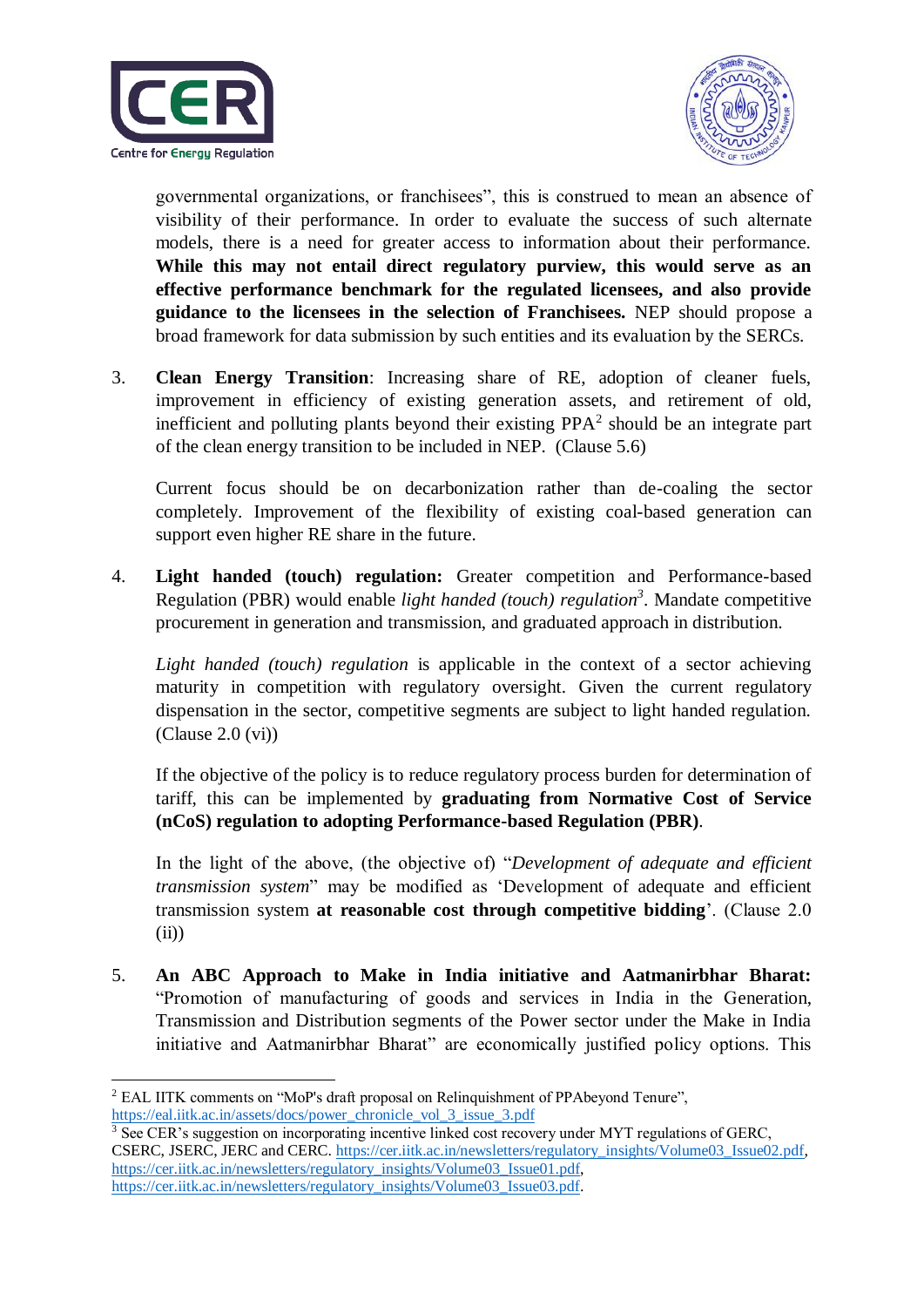governmental organizations, or franchisees", this is construed to mean an absence of visibility of their performance. In order to evaluate the success of such alternate models, there is a need for greater access to information about their performance. **While this may not entail direct regulatory purview, this would serve as an effective performance benchmark for the regulated licensees, and also provide guidance to the licensees in the selection of Franchisees.** NEP should propose a broad framework for data submission by such entities and its evaluation by the SERCs.

3. **Clean Energy Transition**: Increasing share of RE, adoption of cleaner fuels, improvement in efficiency of existing generation assets, and retirement of old, inefficient and polluting plants beyond their existing PPA[2] should be an integrate part of the clean energy transition to be included in NEP. (Clause 5.6)

   Current focus should be on decarbonization rather than de-coaling the sector completely. Improvement of the flexibility of existing coal-based generation can support even higher RE share in the future.

4. **Light handed (touch) regulation:** Greater competition and Performance-based Regulation (PBR) would enable *light handed (touch) regulation*[3]. Mandate competitive procurement in generation and transmission, and graduated approach in distribution.

   *Light handed (touch) regulation* is applicable in the context of a sector achieving maturity in competition with regulatory oversight. Given the current regulatory dispensation in the sector, competitive segments are subject to light handed regulation. (Clause 2.0 (vi))

   If the objective of the policy is to reduce regulatory process burden for determination of tariff, this can be implemented by **graduating from Normative Cost of Service (nCoS) regulation to adopting Performance-based Regulation (PBR)**.

   In the light of the above, (the objective of) "*Development of adequate and efficient transmission system*" may be modified as 'Development of adequate and efficient transmission system **at reasonable cost through competitive bidding**'. (Clause 2.0 (ii))

5. **An ABC Approach to Make in India initiative and Aatmanirbhar Bharat:** "Promotion of manufacturing of goods and services in India in the Generation, Transmission and Distribution segments of the Power sector under the Make in India initiative and Aatmanirbhar Bharat" are economically justified policy options. This

---

[2] EAL IITK comments on "MoP's draft proposal on Relinquishment of PPAbeyond Tenure", https://eal.iitk.ac.in/assets/docs/power_chronicle_vol_3_issue_3.pdf

[3] See CER's suggestion on incorporating incentive linked cost recovery under MYT regulations of GERC, CSERC, JSERC, JERC and CERC. https://cer.iitk.ac.in/newsletters/regulatory_insights/Volume03_Issue02.pdf, https://cer.iitk.ac.in/newsletters/regulatory_insights/Volume03_Issue01.pdf, https://cer.iitk.ac.in/newsletters/regulatory_insights/Volume03_Issue03.pdf.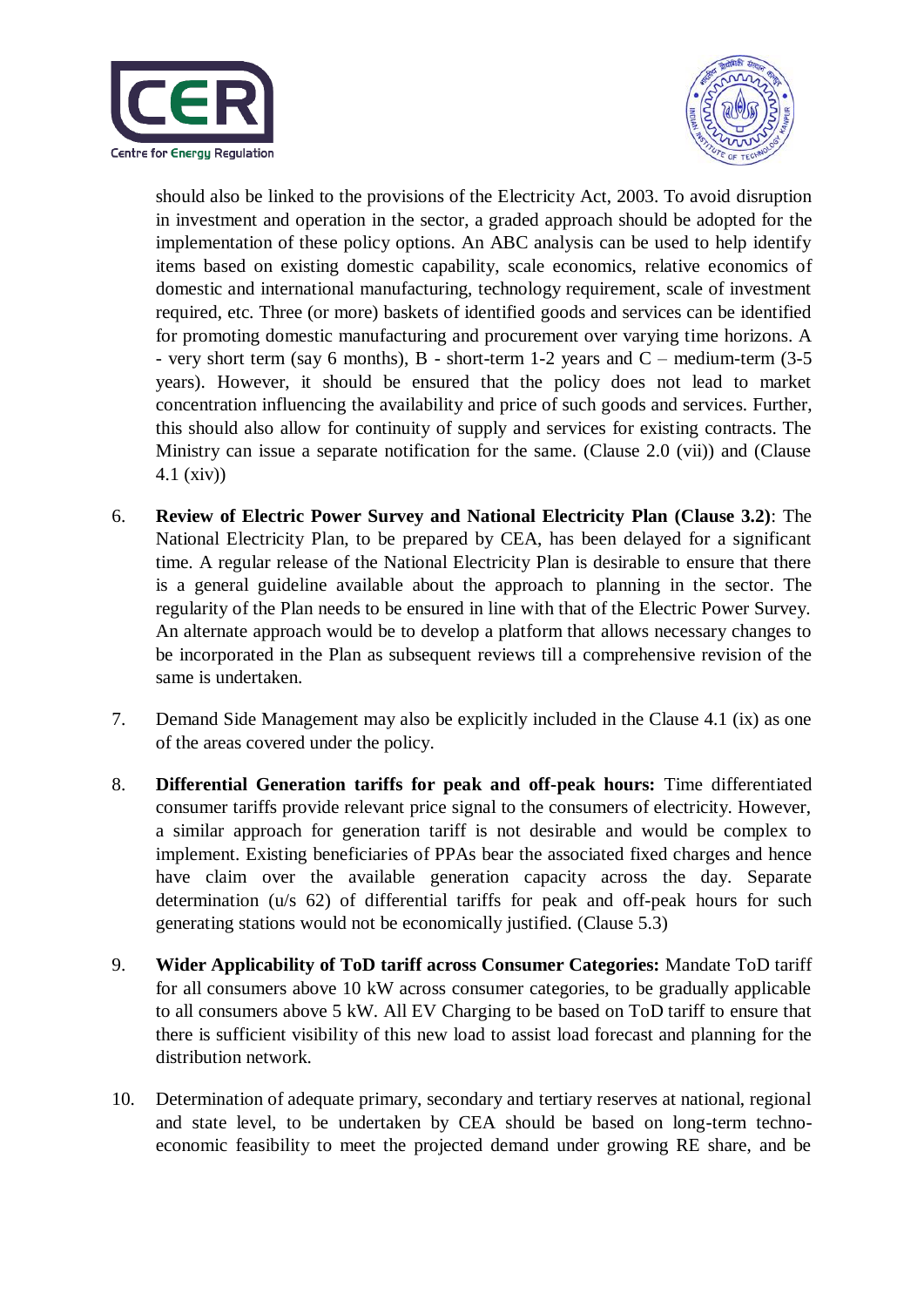should also be linked to the provisions of the Electricity Act, 2003. To avoid disruption in investment and operation in the sector, a graded approach should be adopted for the implementation of these policy options. An ABC analysis can be used to help identify items based on existing domestic capability, scale economics, relative economics of domestic and international manufacturing, technology requirement, scale of investment required, etc. Three (or more) baskets of identified goods and services can be identified for promoting domestic manufacturing and procurement over varying time horizons. A - very short term (say 6 months), B - short-term 1-2 years and C – medium-term (3-5 years). However, it should be ensured that the policy does not lead to market concentration influencing the availability and price of such goods and services. Further, this should also allow for continuity of supply and services for existing contracts. The Ministry can issue a separate notification for the same. (Clause 2.0 (vii)) and (Clause 4.1 (xiv))

6. **Review of Electric Power Survey and National Electricity Plan (Clause 3.2)**: The National Electricity Plan, to be prepared by CEA, has been delayed for a significant time. A regular release of the National Electricity Plan is desirable to ensure that there is a general guideline available about the approach to planning in the sector. The regularity of the Plan needs to be ensured in line with that of the Electric Power Survey. An alternate approach would be to develop a platform that allows necessary changes to be incorporated in the Plan as subsequent reviews till a comprehensive revision of the same is undertaken.

7. Demand Side Management may also be explicitly included in the Clause 4.1 (ix) as one of the areas covered under the policy.

8. **Differential Generation tariffs for peak and off-peak hours:** Time differentiated consumer tariffs provide relevant price signal to the consumers of electricity. However, a similar approach for generation tariff is not desirable and would be complex to implement. Existing beneficiaries of PPAs bear the associated fixed charges and hence have claim over the available generation capacity across the day. Separate determination (u/s 62) of differential tariffs for peak and off-peak hours for such generating stations would not be economically justified. (Clause 5.3)

9. **Wider Applicability of ToD tariff across Consumer Categories:** Mandate ToD tariff for all consumers above 10 kW across consumer categories, to be gradually applicable to all consumers above 5 kW. All EV Charging to be based on ToD tariff to ensure that there is sufficient visibility of this new load to assist load forecast and planning for the distribution network.

10. Determination of adequate primary, secondary and tertiary reserves at national, regional and state level, to be undertaken by CEA should be based on long-term techno-economic feasibility to meet the projected demand under growing RE share, and be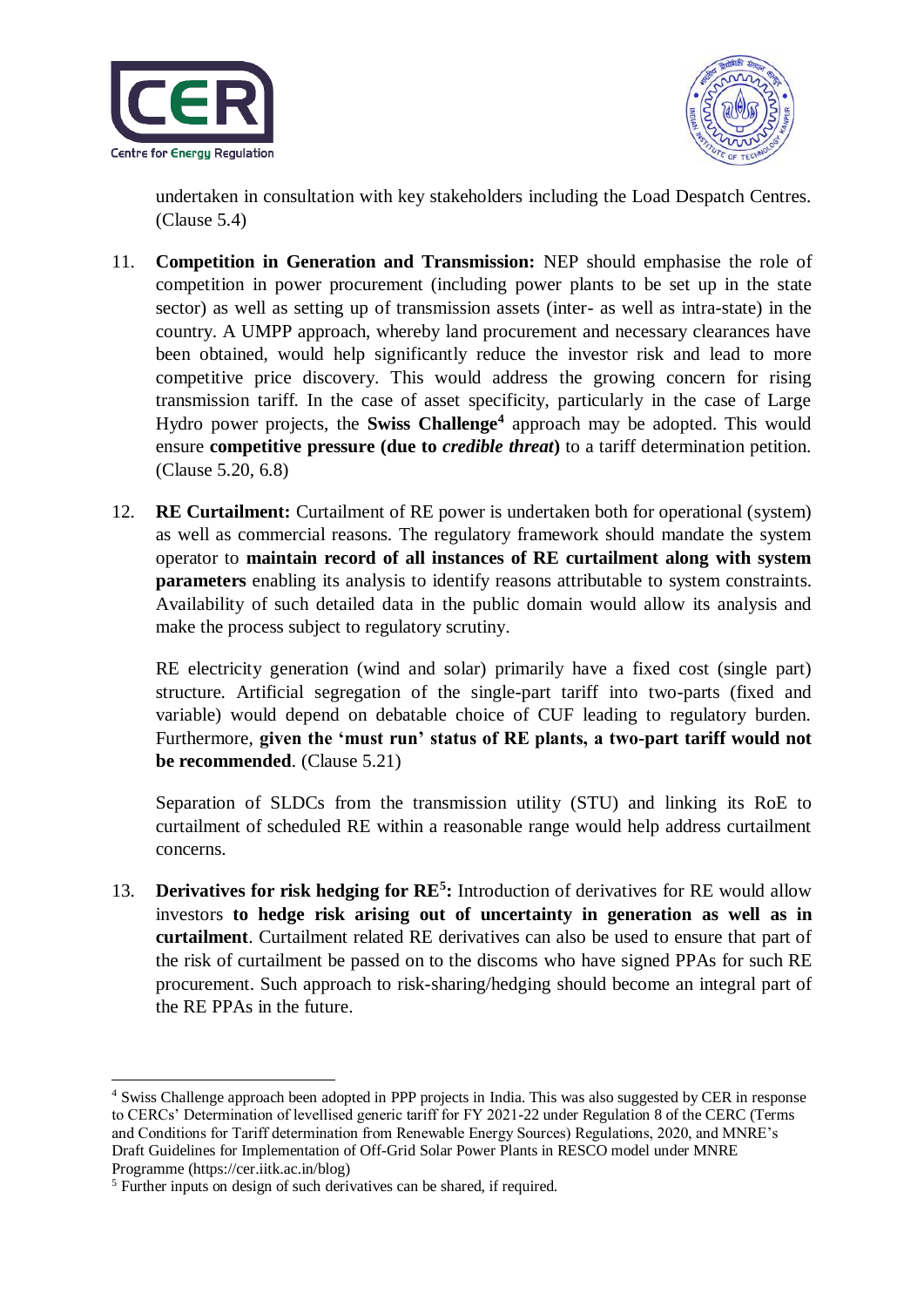undertaken in consultation with key stakeholders including the Load Despatch Centres. (Clause 5.4)

11. **Competition in Generation and Transmission:** NEP should emphasise the role of competition in power procurement (including power plants to be set up in the state sector) as well as setting up of transmission assets (inter- as well as intra-state) in the country. A UMPP approach, whereby land procurement and necessary clearances have been obtained, would help significantly reduce the investor risk and lead to more competitive price discovery. This would address the growing concern for rising transmission tariff. In the case of asset specificity, particularly in the case of Large Hydro power projects, the **Swiss Challenge**[4] approach may be adopted. This would ensure **competitive pressure (due to *credible threat*)** to a tariff determination petition. (Clause 5.20, 6.8)

12. **RE Curtailment:** Curtailment of RE power is undertaken both for operational (system) as well as commercial reasons. The regulatory framework should mandate the system operator to **maintain record of all instances of RE curtailment along with system parameters** enabling its analysis to identify reasons attributable to system constraints. Availability of such detailed data in the public domain would allow its analysis and make the process subject to regulatory scrutiny.

    RE electricity generation (wind and solar) primarily have a fixed cost (single part) structure. Artificial segregation of the single-part tariff into two-parts (fixed and variable) would depend on debatable choice of CUF leading to regulatory burden. Furthermore, **given the 'must run' status of RE plants, a two-part tariff would not be recommended**. (Clause 5.21)

    Separation of SLDCs from the transmission utility (STU) and linking its RoE to curtailment of scheduled RE within a reasonable range would help address curtailment concerns.

13. **Derivatives for risk hedging for RE**[5]**:** Introduction of derivatives for RE would allow investors **to hedge risk arising out of uncertainty in generation as well as in curtailment**. Curtailment related RE derivatives can also be used to ensure that part of the risk of curtailment be passed on to the discoms who have signed PPAs for such RE procurement. Such approach to risk-sharing/hedging should become an integral part of the RE PPAs in the future.

---

[4] Swiss Challenge approach been adopted in PPP projects in India. This was also suggested by CER in response to CERCs' Determination of levellised generic tariff for FY 2021-22 under Regulation 8 of the CERC (Terms and Conditions for Tariff determination from Renewable Energy Sources) Regulations, 2020, and MNRE's Draft Guidelines for Implementation of Off-Grid Solar Power Plants in RESCO model under MNRE Programme (https://cer.iitk.ac.in/blog)

[5] Further inputs on design of such derivatives can be shared, if required.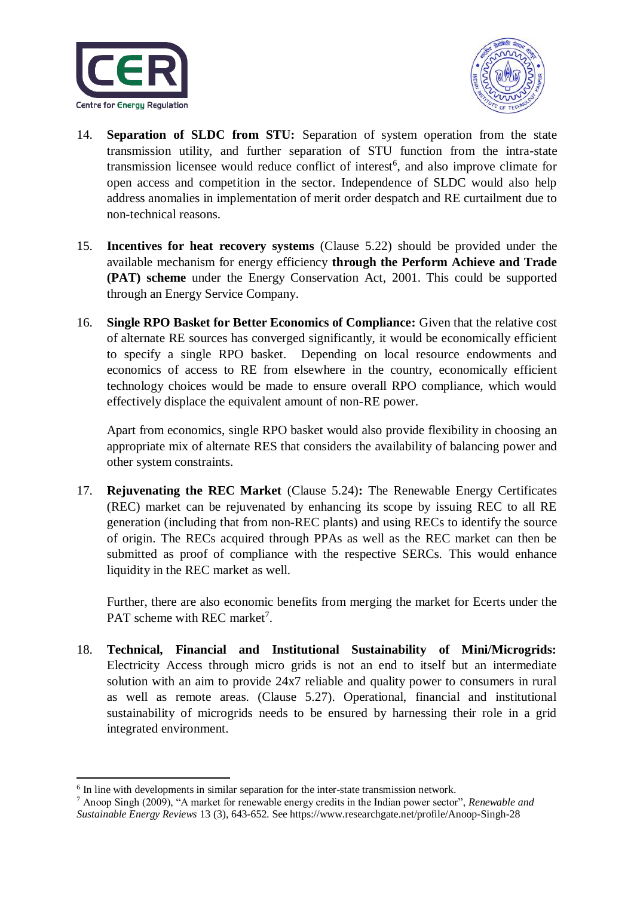14. **Separation of SLDC from STU:** Separation of system operation from the state transmission utility, and further separation of STU function from the intra-state transmission licensee would reduce conflict of interest[6], and also improve climate for open access and competition in the sector. Independence of SLDC would also help address anomalies in implementation of merit order despatch and RE curtailment due to non-technical reasons.

15. **Incentives for heat recovery systems** (Clause 5.22) should be provided under the available mechanism for energy efficiency **through the Perform Achieve and Trade (PAT) scheme** under the Energy Conservation Act, 2001. This could be supported through an Energy Service Company.

16. **Single RPO Basket for Better Economics of Compliance:** Given that the relative cost of alternate RE sources has converged significantly, it would be economically efficient to specify a single RPO basket. Depending on local resource endowments and economics of access to RE from elsewhere in the country, economically efficient technology choices would be made to ensure overall RPO compliance, which would effectively displace the equivalent amount of non-RE power.

    Apart from economics, single RPO basket would also provide flexibility in choosing an appropriate mix of alternate RES that considers the availability of balancing power and other system constraints.

17. **Rejuvenating the REC Market** (Clause 5.24)**:** The Renewable Energy Certificates (REC) market can be rejuvenated by enhancing its scope by issuing REC to all RE generation (including that from non-REC plants) and using RECs to identify the source of origin. The RECs acquired through PPAs as well as the REC market can then be submitted as proof of compliance with the respective SERCs. This would enhance liquidity in the REC market as well.

    Further, there are also economic benefits from merging the market for Ecerts under the PAT scheme with REC market[7].

18. **Technical, Financial and Institutional Sustainability of Mini/Microgrids:** Electricity Access through micro grids is not an end to itself but an intermediate solution with an aim to provide 24x7 reliable and quality power to consumers in rural as well as remote areas. (Clause 5.27). Operational, financial and institutional sustainability of microgrids needs to be ensured by harnessing their role in a grid integrated environment.

---

[6] In line with developments in similar separation for the inter-state transmission network.

[7] Anoop Singh (2009), "A market for renewable energy credits in the Indian power sector", *Renewable and Sustainable Energy Reviews* 13 (3), 643-652. See https://www.researchgate.net/profile/Anoop-Singh-28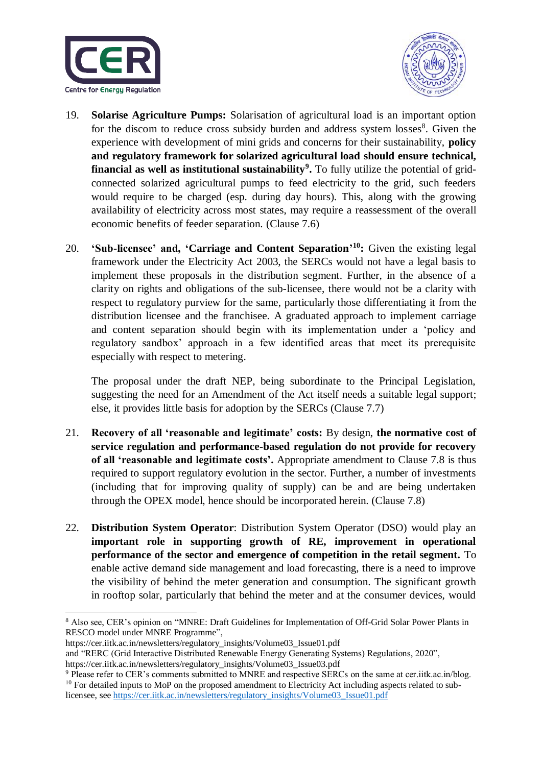19. **Solarise Agriculture Pumps:** Solarisation of agricultural load is an important option for the discom to reduce cross subsidy burden and address system losses[8]. Given the experience with development of mini grids and concerns for their sustainability, **policy and regulatory framework for solarized agricultural load should ensure technical, financial as well as institutional sustainability[9].** To fully utilize the potential of grid-connected solarized agricultural pumps to feed electricity to the grid, such feeders would require to be charged (esp. during day hours). This, along with the growing availability of electricity across most states, may require a reassessment of the overall economic benefits of feeder separation. (Clause 7.6)

20. **'Sub-licensee' and, 'Carriage and Content Separation'[10]:** Given the existing legal framework under the Electricity Act 2003, the SERCs would not have a legal basis to implement these proposals in the distribution segment. Further, in the absence of a clarity on rights and obligations of the sub-licensee, there would not be a clarity with respect to regulatory purview for the same, particularly those differentiating it from the distribution licensee and the franchisee. A graduated approach to implement carriage and content separation should begin with its implementation under a 'policy and regulatory sandbox' approach in a few identified areas that meet its prerequisite especially with respect to metering.

    The proposal under the draft NEP, being subordinate to the Principal Legislation, suggesting the need for an Amendment of the Act itself needs a suitable legal support; else, it provides little basis for adoption by the SERCs (Clause 7.7)

21. **Recovery of all 'reasonable and legitimate' costs:** By design, **the normative cost of service regulation and performance-based regulation do not provide for recovery of all 'reasonable and legitimate costs'.** Appropriate amendment to Clause 7.8 is thus required to support regulatory evolution in the sector. Further, a number of investments (including that for improving quality of supply) can be and are being undertaken through the OPEX model, hence should be incorporated herein. (Clause 7.8)

22. **Distribution System Operator**: Distribution System Operator (DSO) would play an **important role in supporting growth of RE, improvement in operational performance of the sector and emergence of competition in the retail segment.** To enable active demand side management and load forecasting, there is a need to improve the visibility of behind the meter generation and consumption. The significant growth in rooftop solar, particularly that behind the meter and at the consumer devices, would

---

[8] Also see, CER's opinion on "MNRE: Draft Guidelines for Implementation of Off-Grid Solar Power Plants in RESCO model under MNRE Programme", https://cer.iitk.ac.in/newsletters/regulatory_insights/Volume03_Issue01.pdf and "RERC (Grid Interactive Distributed Renewable Energy Generating Systems) Regulations, 2020", https://cer.iitk.ac.in/newsletters/regulatory_insights/Volume03_Issue03.pdf

[9] Please refer to CER's comments submitted to MNRE and respective SERCs on the same at cer.iitk.ac.in/blog.

[10] For detailed inputs to MoP on the proposed amendment to Electricity Act including aspects related to sub-licensee, see https://cer.iitk.ac.in/newsletters/regulatory_insights/Volume03_Issue01.pdf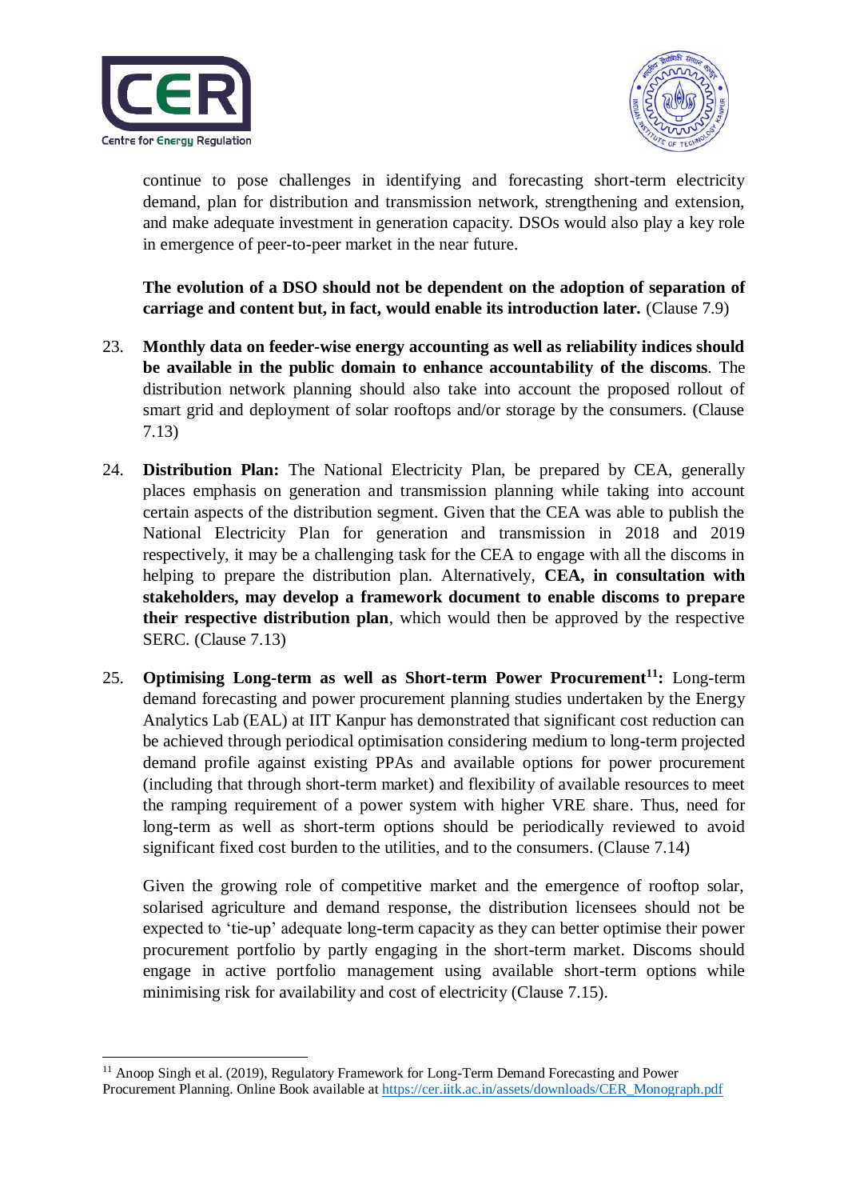continue to pose challenges in identifying and forecasting short-term electricity demand, plan for distribution and transmission network, strengthening and extension, and make adequate investment in generation capacity. DSOs would also play a key role in emergence of peer-to-peer market in the near future.

**The evolution of a DSO should not be dependent on the adoption of separation of carriage and content but, in fact, would enable its introduction later.** (Clause 7.9)

23. **Monthly data on feeder-wise energy accounting as well as reliability indices should be available in the public domain to enhance accountability of the discoms**. The distribution network planning should also take into account the proposed rollout of smart grid and deployment of solar rooftops and/or storage by the consumers. (Clause 7.13)

24. **Distribution Plan:** The National Electricity Plan, be prepared by CEA, generally places emphasis on generation and transmission planning while taking into account certain aspects of the distribution segment. Given that the CEA was able to publish the National Electricity Plan for generation and transmission in 2018 and 2019 respectively, it may be a challenging task for the CEA to engage with all the discoms in helping to prepare the distribution plan. Alternatively, **CEA, in consultation with stakeholders, may develop a framework document to enable discoms to prepare their respective distribution plan**, which would then be approved by the respective SERC. (Clause 7.13)

25. **Optimising Long-term as well as Short-term Power Procurement[11]:** Long-term demand forecasting and power procurement planning studies undertaken by the Energy Analytics Lab (EAL) at IIT Kanpur has demonstrated that significant cost reduction can be achieved through periodical optimisation considering medium to long-term projected demand profile against existing PPAs and available options for power procurement (including that through short-term market) and flexibility of available resources to meet the ramping requirement of a power system with higher VRE share. Thus, need for long-term as well as short-term options should be periodically reviewed to avoid significant fixed cost burden to the utilities, and to the consumers. (Clause 7.14)

    Given the growing role of competitive market and the emergence of rooftop solar, solarised agriculture and demand response, the distribution licensees should not be expected to 'tie-up' adequate long-term capacity as they can better optimise their power procurement portfolio by partly engaging in the short-term market. Discoms should engage in active portfolio management using available short-term options while minimising risk for availability and cost of electricity (Clause 7.15).

---

[11] Anoop Singh et al. (2019), Regulatory Framework for Long-Term Demand Forecasting and Power Procurement Planning. Online Book available at https://cer.iitk.ac.in/assets/downloads/CER_Monograph.pdf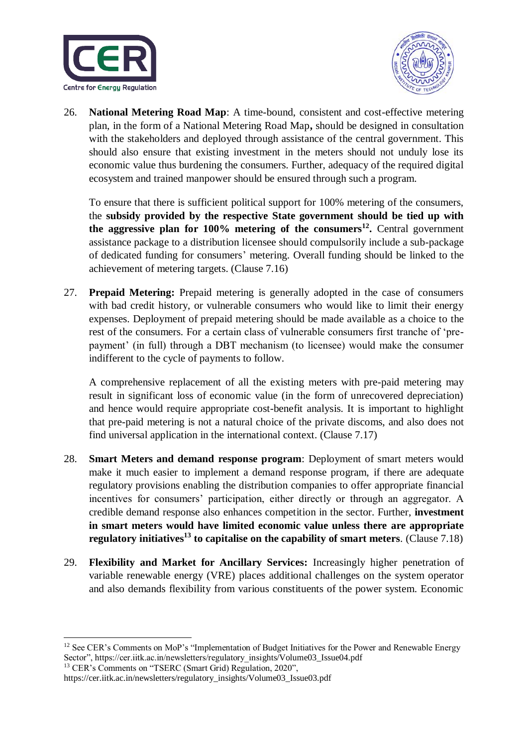26. **National Metering Road Map**: A time-bound, consistent and cost-effective metering plan, in the form of a National Metering Road Map**,** should be designed in consultation with the stakeholders and deployed through assistance of the central government. This should also ensure that existing investment in the meters should not unduly lose its economic value thus burdening the consumers. Further, adequacy of the required digital ecosystem and trained manpower should be ensured through such a program.

    To ensure that there is sufficient political support for 100% metering of the consumers, the **subsidy provided by the respective State government should be tied up with the aggressive plan for 100% metering of the consumers[12].** Central government assistance package to a distribution licensee should compulsorily include a sub-package of dedicated funding for consumers' metering. Overall funding should be linked to the achievement of metering targets. (Clause 7.16)

27. **Prepaid Metering:** Prepaid metering is generally adopted in the case of consumers with bad credit history, or vulnerable consumers who would like to limit their energy expenses. Deployment of prepaid metering should be made available as a choice to the rest of the consumers. For a certain class of vulnerable consumers first tranche of 'pre-payment' (in full) through a DBT mechanism (to licensee) would make the consumer indifferent to the cycle of payments to follow.

    A comprehensive replacement of all the existing meters with pre-paid metering may result in significant loss of economic value (in the form of unrecovered depreciation) and hence would require appropriate cost-benefit analysis. It is important to highlight that pre-paid metering is not a natural choice of the private discoms, and also does not find universal application in the international context. (Clause 7.17)

28. **Smart Meters and demand response program**: Deployment of smart meters would make it much easier to implement a demand response program, if there are adequate regulatory provisions enabling the distribution companies to offer appropriate financial incentives for consumers' participation, either directly or through an aggregator. A credible demand response also enhances competition in the sector. Further, **investment in smart meters would have limited economic value unless there are appropriate regulatory initiatives[13] to capitalise on the capability of smart meters**. (Clause 7.18)

29. **Flexibility and Market for Ancillary Services:** Increasingly higher penetration of variable renewable energy (VRE) places additional challenges on the system operator and also demands flexibility from various constituents of the power system. Economic

---

[12] See CER's Comments on MoP's "Implementation of Budget Initiatives for the Power and Renewable Energy Sector", https://cer.iitk.ac.in/newsletters/regulatory_insights/Volume03_Issue04.pdf

[13] CER's Comments on "TSERC (Smart Grid) Regulation, 2020", https://cer.iitk.ac.in/newsletters/regulatory_insights/Volume03_Issue03.pdf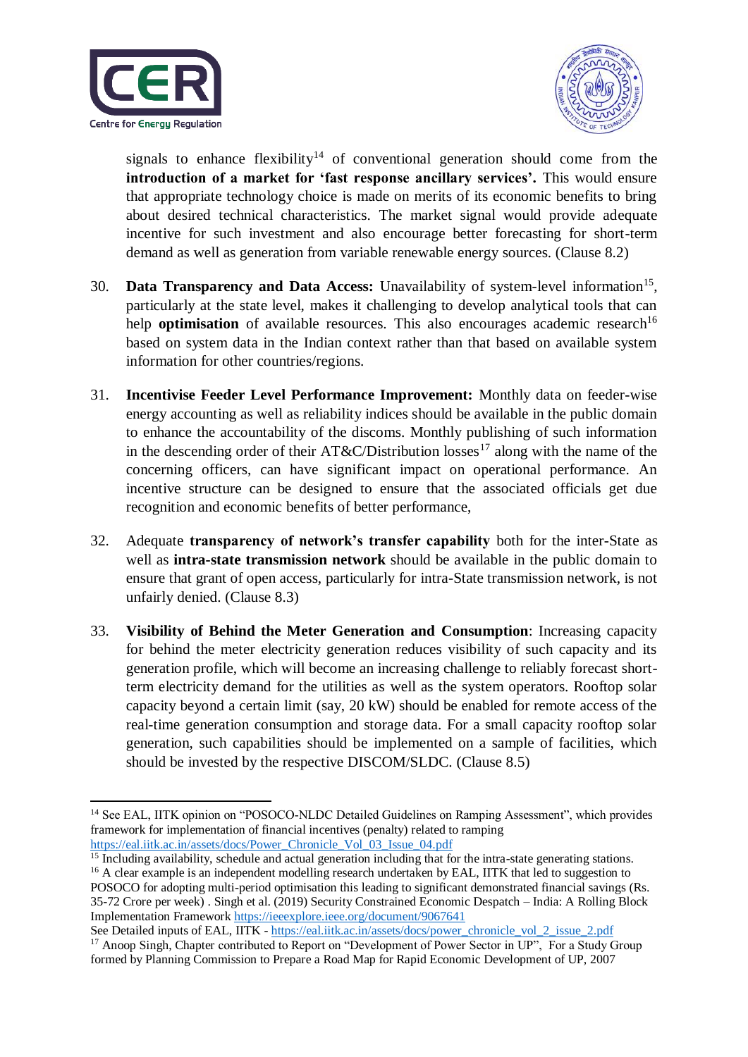signals to enhance flexibility[14] of conventional generation should come from the **introduction of a market for 'fast response ancillary services'.** This would ensure that appropriate technology choice is made on merits of its economic benefits to bring about desired technical characteristics. The market signal would provide adequate incentive for such investment and also encourage better forecasting for short-term demand as well as generation from variable renewable energy sources. (Clause 8.2)

30. **Data Transparency and Data Access:** Unavailability of system-level information[15], particularly at the state level, makes it challenging to develop analytical tools that can help **optimisation** of available resources. This also encourages academic research[16] based on system data in the Indian context rather than that based on available system information for other countries/regions.

31. **Incentivise Feeder Level Performance Improvement:** Monthly data on feeder-wise energy accounting as well as reliability indices should be available in the public domain to enhance the accountability of the discoms. Monthly publishing of such information in the descending order of their AT&C/Distribution losses[17] along with the name of the concerning officers, can have significant impact on operational performance. An incentive structure can be designed to ensure that the associated officials get due recognition and economic benefits of better performance,

32. Adequate **transparency of network's transfer capability** both for the inter-State as well as **intra-state transmission network** should be available in the public domain to ensure that grant of open access, particularly for intra-State transmission network, is not unfairly denied. (Clause 8.3)

33. **Visibility of Behind the Meter Generation and Consumption**: Increasing capacity for behind the meter electricity generation reduces visibility of such capacity and its generation profile, which will become an increasing challenge to reliably forecast short-term electricity demand for the utilities as well as the system operators. Rooftop solar capacity beyond a certain limit (say, 20 kW) should be enabled for remote access of the real-time generation consumption and storage data. For a small capacity rooftop solar generation, such capabilities should be implemented on a sample of facilities, which should be invested by the respective DISCOM/SLDC. (Clause 8.5)

---

[14] See EAL, IITK opinion on "POSOCO-NLDC Detailed Guidelines on Ramping Assessment", which provides framework for implementation of financial incentives (penalty) related to ramping https://eal.iitk.ac.in/assets/docs/Power_Chronicle_Vol_03_Issue_04.pdf

[15] Including availability, schedule and actual generation including that for the intra-state generating stations.

[16] A clear example is an independent modelling research undertaken by EAL, IITK that led to suggestion to POSOCO for adopting multi-period optimisation this leading to significant demonstrated financial savings (Rs. 35-72 Crore per week) . Singh et al. (2019) Security Constrained Economic Despatch – India: A Rolling Block Implementation Framework https://ieeexplore.ieee.org/document/9067641
See Detailed inputs of EAL, IITK - https://eal.iitk.ac.in/assets/docs/power_chronicle_vol_2_issue_2.pdf

[17] Anoop Singh, Chapter contributed to Report on "Development of Power Sector in UP", For a Study Group formed by Planning Commission to Prepare a Road Map for Rapid Economic Development of UP, 2007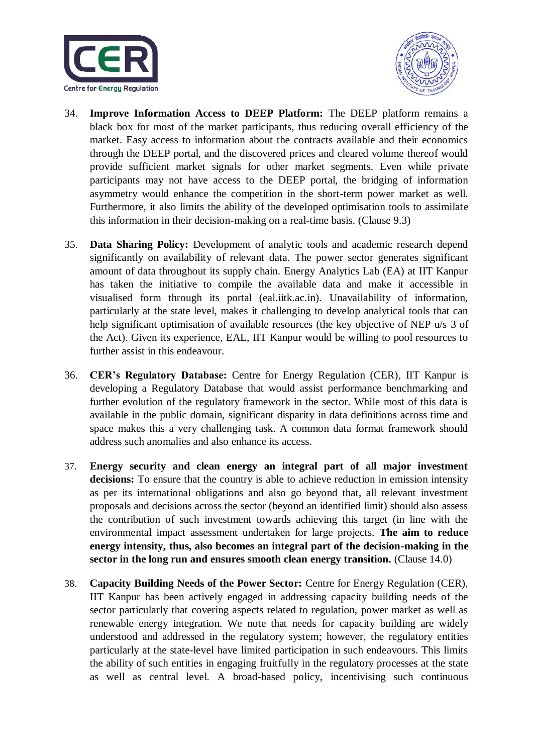34. **Improve Information Access to DEEP Platform:** The DEEP platform remains a black box for most of the market participants, thus reducing overall efficiency of the market. Easy access to information about the contracts available and their economics through the DEEP portal, and the discovered prices and cleared volume thereof would provide sufficient market signals for other market segments. Even while private participants may not have access to the DEEP portal, the bridging of information asymmetry would enhance the competition in the short-term power market as well. Furthermore, it also limits the ability of the developed optimisation tools to assimilate this information in their decision-making on a real-time basis. (Clause 9.3)

35. **Data Sharing Policy:** Development of analytic tools and academic research depend significantly on availability of relevant data. The power sector generates significant amount of data throughout its supply chain. Energy Analytics Lab (EA) at IIT Kanpur has taken the initiative to compile the available data and make it accessible in visualised form through its portal (eal.iitk.ac.in). Unavailability of information, particularly at the state level, makes it challenging to develop analytical tools that can help significant optimisation of available resources (the key objective of NEP u/s 3 of the Act). Given its experience, EAL, IIT Kanpur would be willing to pool resources to further assist in this endeavour.

36. **CER's Regulatory Database:** Centre for Energy Regulation (CER), IIT Kanpur is developing a Regulatory Database that would assist performance benchmarking and further evolution of the regulatory framework in the sector. While most of this data is available in the public domain, significant disparity in data definitions across time and space makes this a very challenging task. A common data format framework should address such anomalies and also enhance its access.

37. **Energy security and clean energy an integral part of all major investment decisions:** To ensure that the country is able to achieve reduction in emission intensity as per its international obligations and also go beyond that, all relevant investment proposals and decisions across the sector (beyond an identified limit) should also assess the contribution of such investment towards achieving this target (in line with the environmental impact assessment undertaken for large projects. **The aim to reduce energy intensity, thus, also becomes an integral part of the decision-making in the sector in the long run and ensures smooth clean energy transition.** (Clause 14.0)

38. **Capacity Building Needs of the Power Sector:** Centre for Energy Regulation (CER), IIT Kanpur has been actively engaged in addressing capacity building needs of the sector particularly that covering aspects related to regulation, power market as well as renewable energy integration. We note that needs for capacity building are widely understood and addressed in the regulatory system; however, the regulatory entities particularly at the state-level have limited participation in such endeavours. This limits the ability of such entities in engaging fruitfully in the regulatory processes at the state as well as central level. A broad-based policy, incentivising such continuous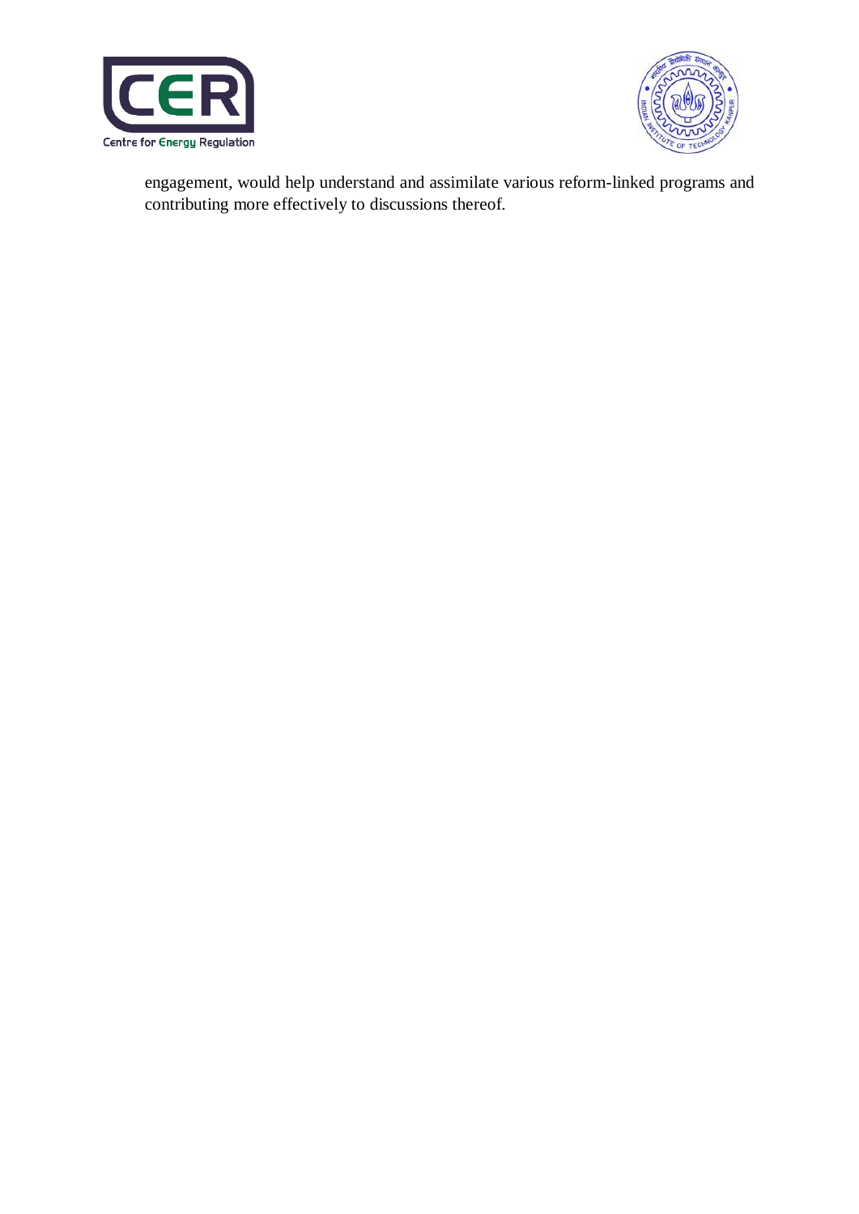engagement, would help understand and assimilate various reform-linked programs and contributing more effectively to discussions thereof.